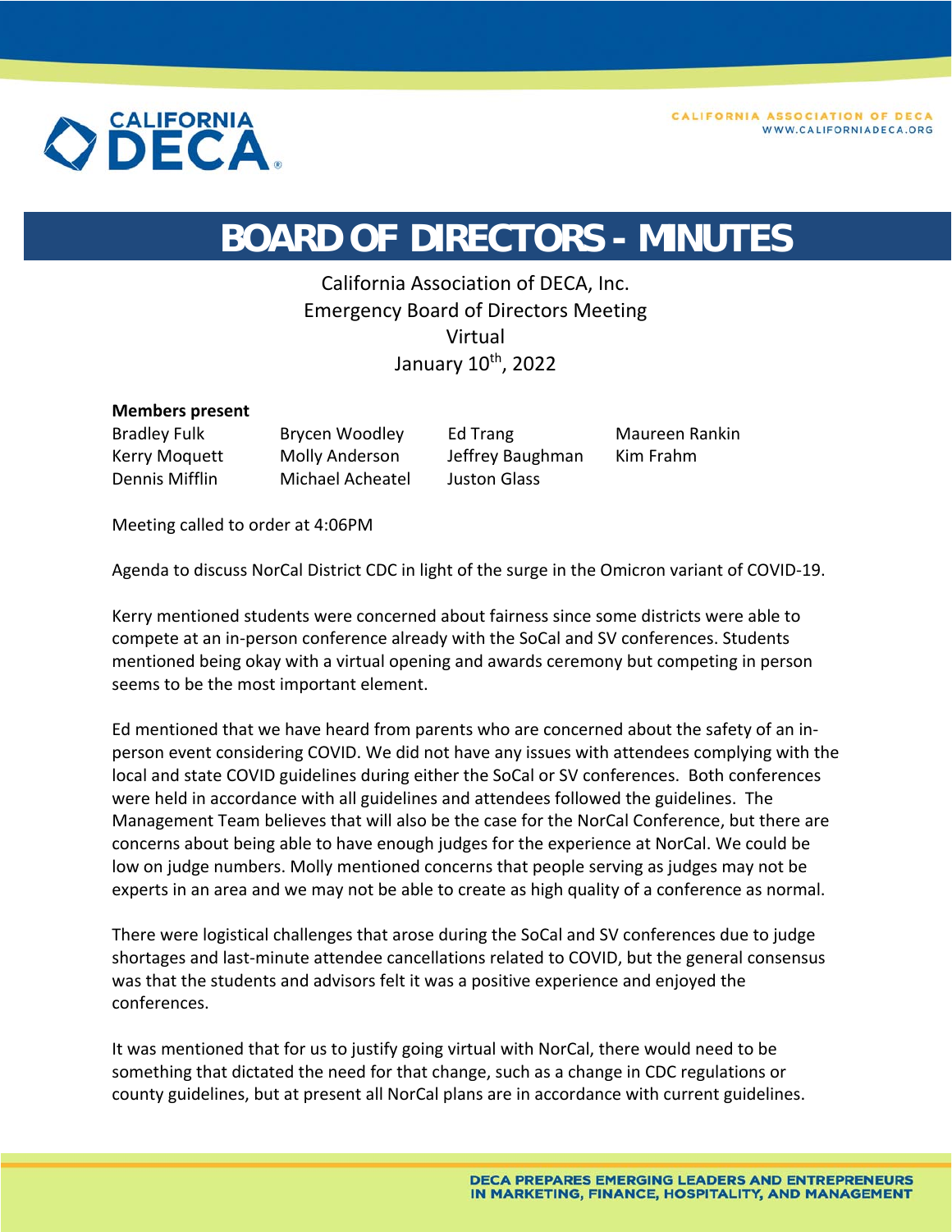# BOARD OF DIRECTORS - MINUTES

California Association of DECA, Inc.
Emergency Board of Directors Meeting
Virtual
January 10th, 2022

**Members present**

| | | | |
|---|---|---|---|
| Bradley Fulk | Brycen Woodley | Ed Trang | Maureen Rankin |
| Kerry Moquett | Molly Anderson | Jeffrey Baughman | Kim Frahm |
| Dennis Mifflin | Michael Acheatel | Juston Glass | |

Meeting called to order at 4:06PM

Agenda to discuss NorCal District CDC in light of the surge in the Omicron variant of COVID-19.

Kerry mentioned students were concerned about fairness since some districts were able to compete at an in-person conference already with the SoCal and SV conferences. Students mentioned being okay with a virtual opening and awards ceremony but competing in person seems to be the most important element.

Ed mentioned that we have heard from parents who are concerned about the safety of an in-person event considering COVID. We did not have any issues with attendees complying with the local and state COVID guidelines during either the SoCal or SV conferences. Both conferences were held in accordance with all guidelines and attendees followed the guidelines. The Management Team believes that will also be the case for the NorCal Conference, but there are concerns about being able to have enough judges for the experience at NorCal. We could be low on judge numbers. Molly mentioned concerns that people serving as judges may not be experts in an area and we may not be able to create as high quality of a conference as normal.

There were logistical challenges that arose during the SoCal and SV conferences due to judge shortages and last-minute attendee cancellations related to COVID, but the general consensus was that the students and advisors felt it was a positive experience and enjoyed the conferences.

It was mentioned that for us to justify going virtual with NorCal, there would need to be something that dictated the need for that change, such as a change in CDC regulations or county guidelines, but at present all NorCal plans are in accordance with current guidelines.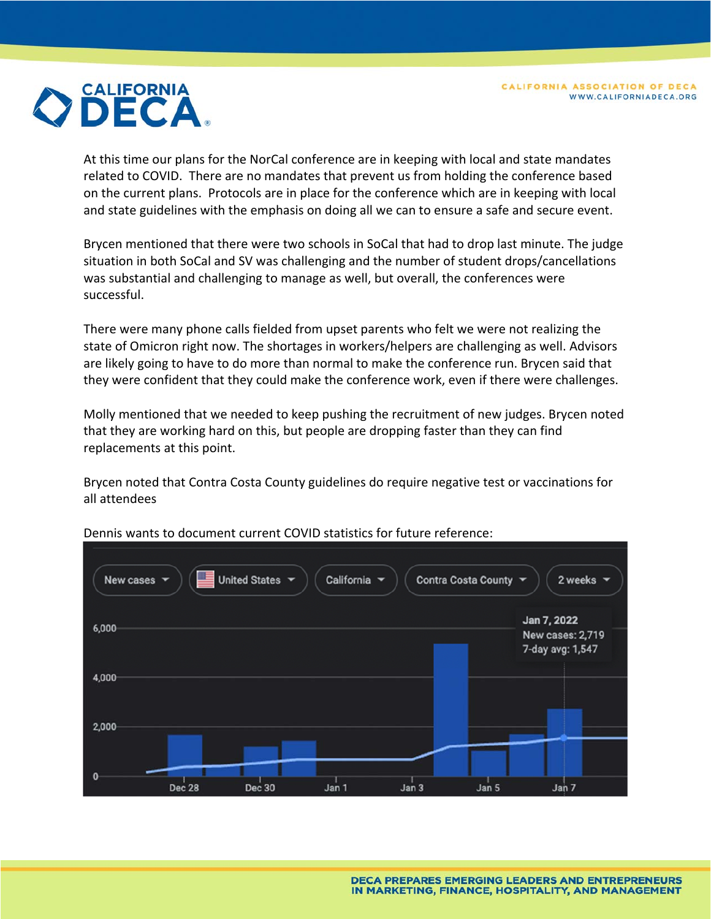At this time our plans for the NorCal conference are in keeping with local and state mandates related to COVID. There are no mandates that prevent us from holding the conference based on the current plans. Protocols are in place for the conference which are in keeping with local and state guidelines with the emphasis on doing all we can to ensure a safe and secure event.

Brycen mentioned that there were two schools in SoCal that had to drop last minute. The judge situation in both SoCal and SV was challenging and the number of student drops/cancellations was substantial and challenging to manage as well, but overall, the conferences were successful.

There were many phone calls fielded from upset parents who felt we were not realizing the state of Omicron right now. The shortages in workers/helpers are challenging as well. Advisors are likely going to have to do more than normal to make the conference run. Brycen said that they were confident that they could make the conference work, even if there were challenges.

Molly mentioned that we needed to keep pushing the recruitment of new judges. Brycen noted that they are working hard on this, but people are dropping faster than they can find replacements at this point.

Brycen noted that Contra Costa County guidelines do require negative test or vaccinations for all attendees

Dennis wants to document current COVID statistics for future reference:

New cases | United States | California | Contra Costa County | 2 weeks

Jan 7, 2022
New cases: 2,719
7-day avg: 1,547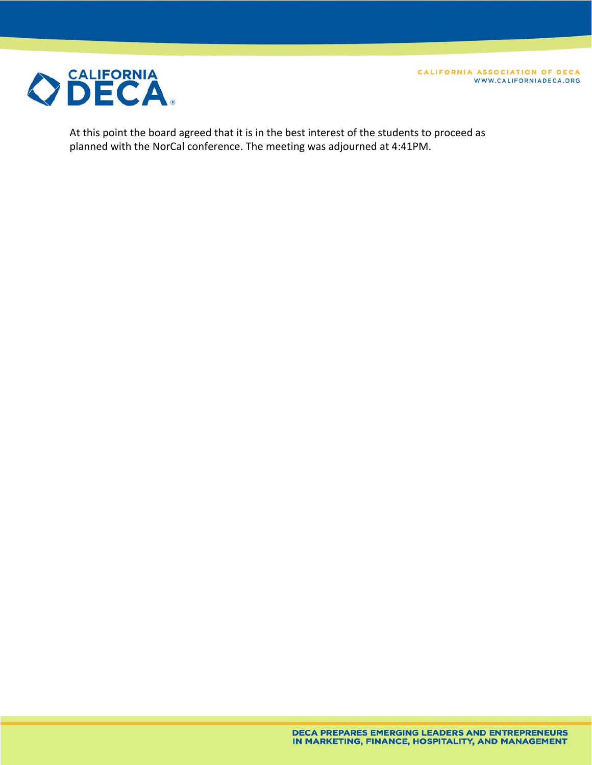At this point the board agreed that it is in the best interest of the students to proceed as planned with the NorCal conference. The meeting was adjourned at 4:41PM.